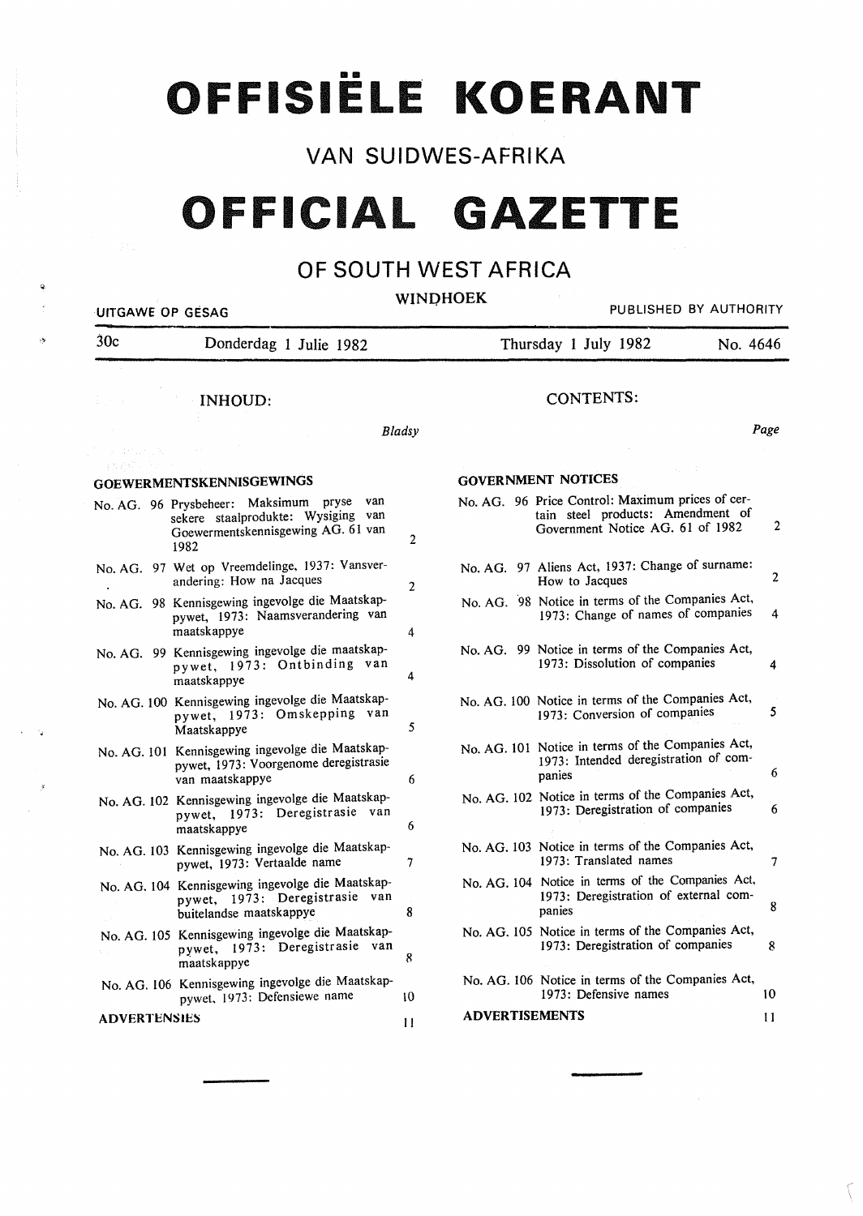# OFFISIËLE KOERANT

## VAN SUIDWES-AFRIKA

# OFFICIAL GAZETTE

## OF SOUTH WEST AFRICA

WINDHOEK

UITGAWE OP GESAG — PUBLISHED BY AUTHORITY

30c — Donderdag 1 Julie 1982 — Thursday 1 July 1982 — No. 4646

## INHOUD:

| | Bladsy |
|---|---|
| **GOEWERMENTSKENNISGEWINGS** | |
| No. AG. 96 Prysbeheer: Maksimum pryse van sekere staalprodukte: Wysiging van Goewermentskennisgewing AG. 61 van 1982 | 2 |
| No. AG. 97 Wet op Vreemdelinge, 1937: Vansverandering: How na Jacques | 2 |
| No. AG. 98 Kennisgewing ingevolge die Maatskappywet, 1973: Naamsverandering van maatskappye | 4 |
| No. AG. 99 Kennisgewing ingevolge die maatskappywet, 1973: Ontbinding van maatskappye | 4 |
| No. AG. 100 Kennisgewing ingevolge die Maatskappywet, 1973: Omskepping van Maatskappye | 5 |
| No. AG. 101 Kennisgewing ingevolge die Maatskappywet, 1973: Voorgenome deregistrasie van maatskappye | 6 |
| No. AG. 102 Kennisgewing ingevolge die Maatskappywet, 1973: Deregistrasie van maatskappye | 6 |
| No. AG. 103 Kennisgewing ingevolge die Maatskappywet, 1973: Vertaalde name | 7 |
| No. AG. 104 Kennisgewing ingevolge die Maatskappywet, 1973: Deregistrasie van buitelandse maatskappye | 8 |
| No. AG. 105 Kennisgewing ingevolge die Maatskappywet, 1973: Deregistrasie van maatskappye | 8 |
| No. AG. 106 Kennisgewing ingevolge die Maatskappywet, 1973: Defensiewe name | 10 |
| **ADVERTENSIES** | 11 |

## CONTENTS:

| | Page |
|---|---|
| **GOVERNMENT NOTICES** | |
| No. AG. 96 Price Control: Maximum prices of certain steel products: Amendment of Government Notice AG. 61 of 1982 | 2 |
| No. AG. 97 Aliens Act, 1937: Change of surname: How to Jacques | 2 |
| No. AG. 98 Notice in terms of the Companies Act, 1973: Change of names of companies | 4 |
| No. AG. 99 Notice in terms of the Companies Act, 1973: Dissolution of companies | 4 |
| No. AG. 100 Notice in terms of the Companies Act, 1973: Conversion of companies | 5 |
| No. AG. 101 Notice in terms of the Companies Act, 1973: Intended deregistration of companies | 6 |
| No. AG. 102 Notice in terms of the Companies Act, 1973: Deregistration of companies | 6 |
| No. AG. 103 Notice in terms of the Companies Act, 1973: Translated names | 7 |
| No. AG. 104 Notice in terms of the Companies Act, 1973: Deregistration of external companies | 8 |
| No. AG. 105 Notice in terms of the Companies Act, 1973: Deregistration of companies | 8 |
| No. AG. 106 Notice in terms of the Companies Act, 1973: Defensive names | 10 |
| **ADVERTISEMENTS** | 11 |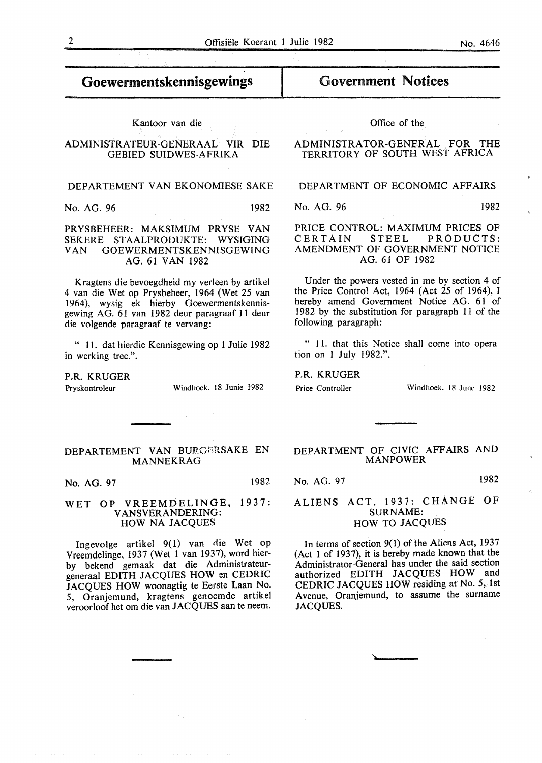# Goewermentskennisgewings

Kantoor van die

ADMINISTRATEUR-GENERAAL VIR DIE GEBIED SUIDWES-AFRIKA

DEPARTEMENT VAN EKONOMIESE SAKE

No. AG. 96 1982

PRYSBEHEER: MAKSIMUM PRYSE VAN SEKERE STAALPRODUKTE: WYSIGING VAN GOEWERMENTSKENNISGEWING AG. 61 VAN 1982

Kragtens die bevoegdheid my verleen by artikel 4 van die Wet op Prysbeheer, 1964 (Wet 25 van 1964), wysig ek hierby Goewermentskennisgewing AG. 61 van 1982 deur paragraaf 11 deur die volgende paragraaf te vervang:

" 11. dat hierdie Kennisgewing op 1 Julie 1982 in werking tree.".

P.R. KRUGER
Pryskontroleur

Windhoek, 18 Junie 1982

DEPARTEMENT VAN BURGERSAKE EN MANNEKRAG

No. AG. 97 1982

WET OP VREEMDELINGE, 1937: VANSVERANDERING: HOW NA JACQUES

Ingevolge artikel 9(1) van die Wet op Vreemdelinge, 1937 (Wet 1 van 1937), word hierby bekend gemaak dat die Administrateur-generaal EDITH JACQUES HOW en CEDRIC JACQUES HOW woonagtig te Eerste Laan No. 5, Oranjemund, kragtens genoemde artikel veroorloof het om die van JACQUES aan te neem.

# Government Notices

Office of the

ADMINISTRATOR-GENERAL FOR THE TERRITORY OF SOUTH WEST AFRICA

DEPARTMENT OF ECONOMIC AFFAIRS

No. AG. 96 1982

PRICE CONTROL: MAXIMUM PRICES OF CERTAIN STEEL PRODUCTS: AMENDMENT OF GOVERNMENT NOTICE AG. 61 OF 1982

Under the powers vested in me by section 4 of the Price Control Act, 1964 (Act 25 of 1964), I hereby amend Government Notice AG. 61 of 1982 by the substitution for paragraph 11 of the following paragraph:

" 11. that this Notice shall come into operation on 1 July 1982.".

P.R. KRUGER
Price Controller

Windhoek, 18 June 1982

DEPARTMENT OF CIVIC AFFAIRS AND MANPOWER

No. AG. 97 1982

ALIENS ACT, 1937: CHANGE OF SURNAME: HOW TO JACQUES

In terms of section 9(1) of the Aliens Act, 1937 (Act 1 of 1937), it is hereby made known that the Administrator-General has under the said section authorized EDITH JACQUES HOW and CEDRIC JACQUES HOW residing at No. 5, 1st Avenue, Oranjemund, to assume the surname JACQUES.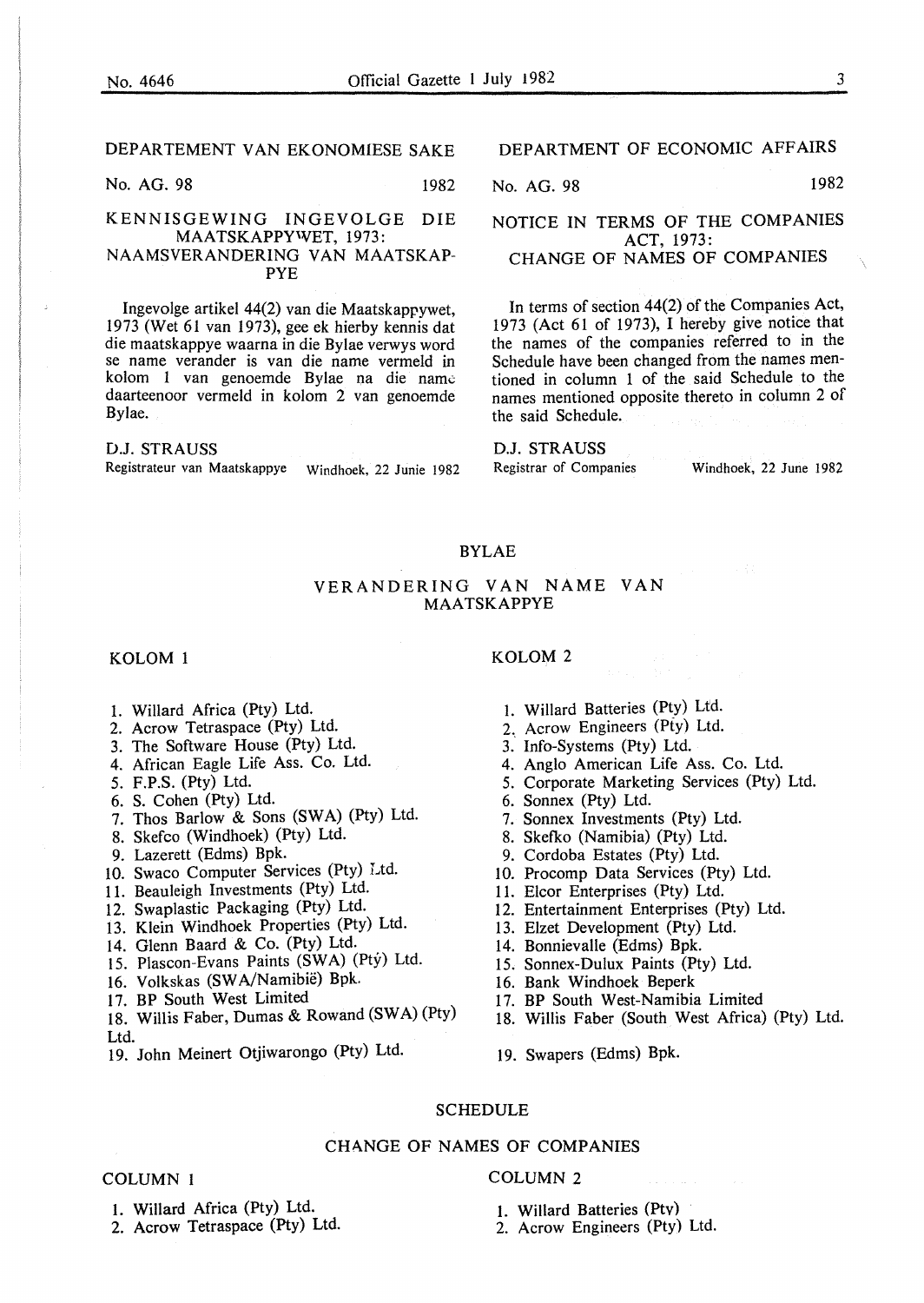## DEPARTEMENT VAN EKONOMIESE SAKE

No. AG. 98 1982

### KENNISGEWING INGEVOLGE DIE MAATSKAPPYWET, 1973: NAAMSVERANDERING VAN MAATSKAPPYE

Ingevolge artikel 44(2) van die Maatskappywet, 1973 (Wet 61 van 1973), gee ek hierby kennis dat die maatskappye waarna in die Bylae verwys word se name verander is van die name vermeld in kolom 1 van genoemde Bylae na die name daarteenoor vermeld in kolom 2 van genoemde Bylae.

D.J. STRAUSS
Registrateur van Maatskappye Windhoek, 22 Junie 1982

## DEPARTMENT OF ECONOMIC AFFAIRS

No. AG. 98 1982

### NOTICE IN TERMS OF THE COMPANIES ACT, 1973: CHANGE OF NAMES OF COMPANIES

In terms of section 44(2) of the Companies Act, 1973 (Act 61 of 1973), I hereby give notice that the names of the companies referred to in the Schedule have been changed from the names mentioned in column 1 of the said Schedule to the names mentioned opposite thereto in column 2 of the said Schedule.

D.J. STRAUSS
Registrar of Companies Windhoek, 22 June 1982

## BYLAE

### VERANDERING VAN NAME VAN MAATSKAPPYE

| KOLOM 1 | KOLOM 2 |
|---|---|
| 1. Willard Africa (Pty) Ltd. | 1. Willard Batteries (Pty) Ltd. |
| 2. Acrow Tetraspace (Pty) Ltd. | 2. Acrow Engineers (Pty) Ltd. |
| 3. The Software House (Pty) Ltd. | 3. Info-Systems (Pty) Ltd. |
| 4. African Eagle Life Ass. Co. Ltd. | 4. Anglo American Life Ass. Co. Ltd. |
| 5. F.P.S. (Pty) Ltd. | 5. Corporate Marketing Services (Pty) Ltd. |
| 6. S. Cohen (Pty) Ltd. | 6. Sonnex (Pty) Ltd. |
| 7. Thos Barlow & Sons (SWA) (Pty) Ltd. | 7. Sonnex Investments (Pty) Ltd. |
| 8. Skefco (Windhoek) (Pty) Ltd. | 8. Skefko (Namibia) (Pty) Ltd. |
| 9. Lazerett (Edms) Bpk. | 9. Cordoba Estates (Pty) Ltd. |
| 10. Swaco Computer Services (Pty) Ltd. | 10. Procomp Data Services (Pty) Ltd. |
| 11. Beauleigh Investments (Pty) Ltd. | 11. Elcor Enterprises (Pty) Ltd. |
| 12. Swaplastic Packaging (Pty) Ltd. | 12. Entertainment Enterprises (Pty) Ltd. |
| 13. Klein Windhoek Properties (Pty) Ltd. | 13. Elzet Development (Pty) Ltd. |
| 14. Glenn Baard & Co. (Pty) Ltd. | 14. Bonnievalle (Edms) Bpk. |
| 15. Plascon-Evans Paints (SWA) (Pty) Ltd. | 15. Sonnex-Dulux Paints (Pty) Ltd. |
| 16. Volkskas (SWA/Namibië) Bpk. | 16. Bank Windhoek Beperk |
| 17. BP South West Limited | 17. BP South West-Namibia Limited |
| 18. Willis Faber, Dumas & Rowand (SWA) (Pty) Ltd. | 18. Willis Faber (South West Africa) (Pty) Ltd. |
| 19. John Meinert Otjiwarongo (Pty) Ltd. | 19. Swapers (Edms) Bpk. |

## SCHEDULE

### CHANGE OF NAMES OF COMPANIES

| COLUMN 1 | COLUMN 2 |
|---|---|
| 1. Willard Africa (Pty) Ltd. | 1. Willard Batteries (Pty) |
| 2. Acrow Tetraspace (Pty) Ltd. | 2. Acrow Engineers (Pty) Ltd. |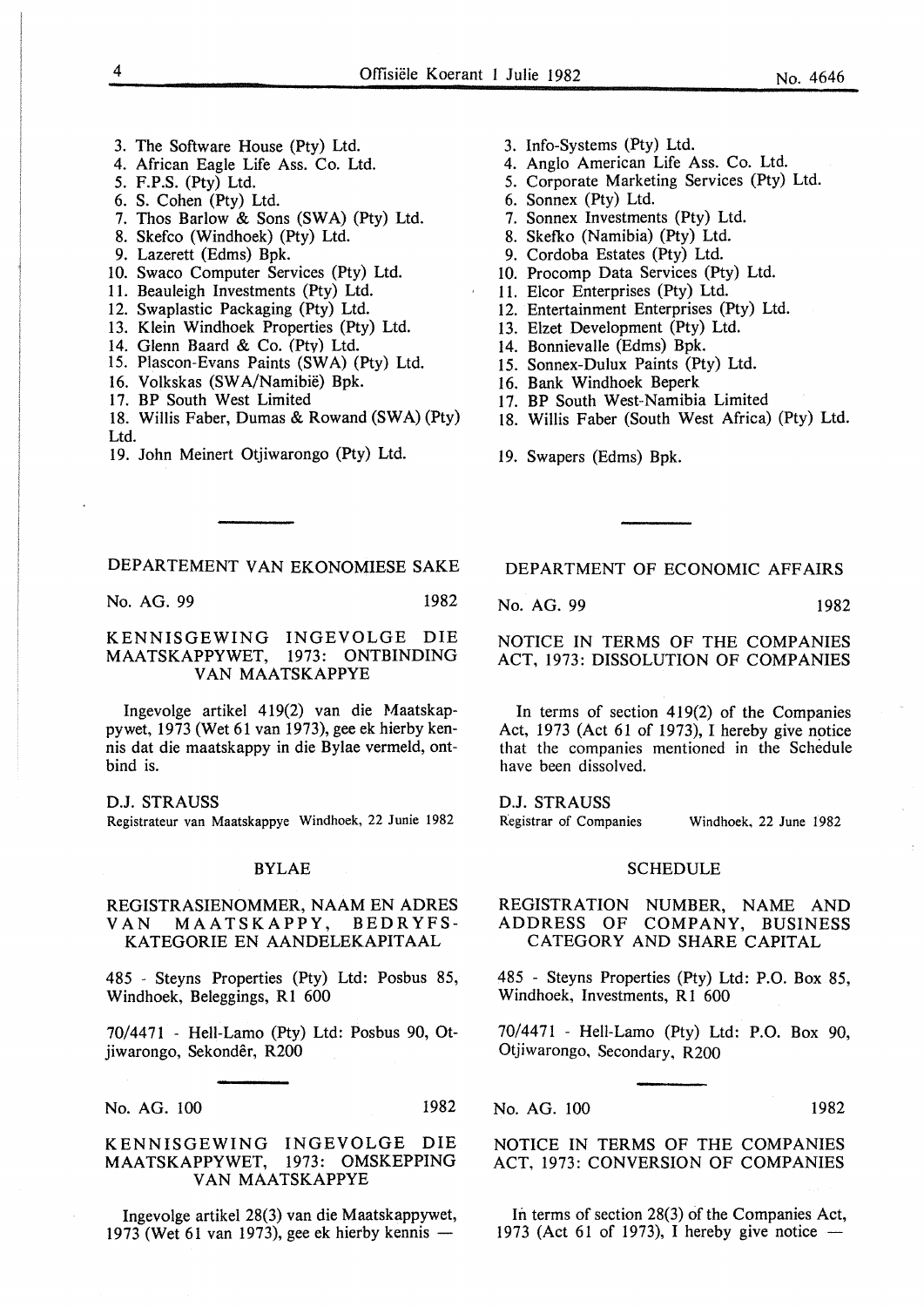3. The Software House (Pty) Ltd.
4. African Eagle Life Ass. Co. Ltd.
5. F.P.S. (Pty) Ltd.
6. S. Cohen (Pty) Ltd.
7. Thos Barlow & Sons (SWA) (Pty) Ltd.
8. Skefco (Windhoek) (Pty) Ltd.
9. Lazerett (Edms) Bpk.
10. Swaco Computer Services (Pty) Ltd.
11. Beauleigh Investments (Pty) Ltd.
12. Swaplastic Packaging (Pty) Ltd.
13. Klein Windhoek Properties (Pty) Ltd.
14. Glenn Baard & Co. (Pty) Ltd.
15. Plascon-Evans Paints (SWA) (Pty) Ltd.
16. Volkskas (SWA/Namibië) Bpk.
17. BP South West Limited
18. Willis Faber, Dumas & Rowand (SWA) (Pty) Ltd.
19. John Meinert Otjiwarongo (Pty) Ltd.

3. Info-Systems (Pty) Ltd.
4. Anglo American Life Ass. Co. Ltd.
5. Corporate Marketing Services (Pty) Ltd.
6. Sonnex (Pty) Ltd.
7. Sonnex Investments (Pty) Ltd.
8. Skefko (Namibia) (Pty) Ltd.
9. Cordoba Estates (Pty) Ltd.
10. Procomp Data Services (Pty) Ltd.
11. Elcor Enterprises (Pty) Ltd.
12. Entertainment Enterprises (Pty) Ltd.
13. Elzet Development (Pty) Ltd.
14. Bonnievalle (Edms) Bpk.
15. Sonnex-Dulux Paints (Pty) Ltd.
16. Bank Windhoek Beperk
17. BP South West-Namibia Limited
18. Willis Faber (South West Africa) (Pty) Ltd.
19. Swapers (Edms) Bpk.

## DEPARTEMENT VAN EKONOMIESE SAKE

No. AG. 99 1982

### KENNISGEWING INGEVOLGE DIE MAATSKAPPYWET, 1973: ONTBINDING VAN MAATSKAPPYE

Ingevolge artikel 419(2) van die Maatskappywet, 1973 (Wet 61 van 1973), gee ek hierby kennis dat die maatskappy in die Bylae vermeld, ontbind is.

D.J. STRAUSS
Registrateur van Maatskappye Windhoek, 22 Junie 1982

### BYLAE

#### REGISTRASIENOMMER, NAAM EN ADRES VAN MAATSKAPPY, BEDRYFSKATEGORIE EN AANDELEKAPITAAL

485 - Steyns Properties (Pty) Ltd: Posbus 85, Windhoek, Beleggings, R1 600

70/4471 - Hell-Lamo (Pty) Ltd: Posbus 90, Otjiwarongo, Sekondêr, R200

## DEPARTMENT OF ECONOMIC AFFAIRS

No. AG. 99 1982

### NOTICE IN TERMS OF THE COMPANIES ACT, 1973: DISSOLUTION OF COMPANIES

In terms of section 419(2) of the Companies Act, 1973 (Act 61 of 1973), I hereby give notice that the companies mentioned in the Schedule have been dissolved.

D.J. STRAUSS
Registrar of Companies Windhoek, 22 June 1982

### SCHEDULE

#### REGISTRATION NUMBER, NAME AND ADDRESS OF COMPANY, BUSINESS CATEGORY AND SHARE CAPITAL

485 - Steyns Properties (Pty) Ltd: P.O. Box 85, Windhoek, Investments, R1 600

70/4471 - Hell-Lamo (Pty) Ltd: P.O. Box 90, Otjiwarongo, Secondary, R200

No. AG. 100 1982

### KENNISGEWING INGEVOLGE DIE MAATSKAPPYWET, 1973: OMSKEPPING VAN MAATSKAPPYE

Ingevolge artikel 28(3) van die Maatskappywet, 1973 (Wet 61 van 1973), gee ek hierby kennis —

No. AG. 100 1982

### NOTICE IN TERMS OF THE COMPANIES ACT, 1973: CONVERSION OF COMPANIES

In terms of section 28(3) of the Companies Act, 1973 (Act 61 of 1973), I hereby give notice —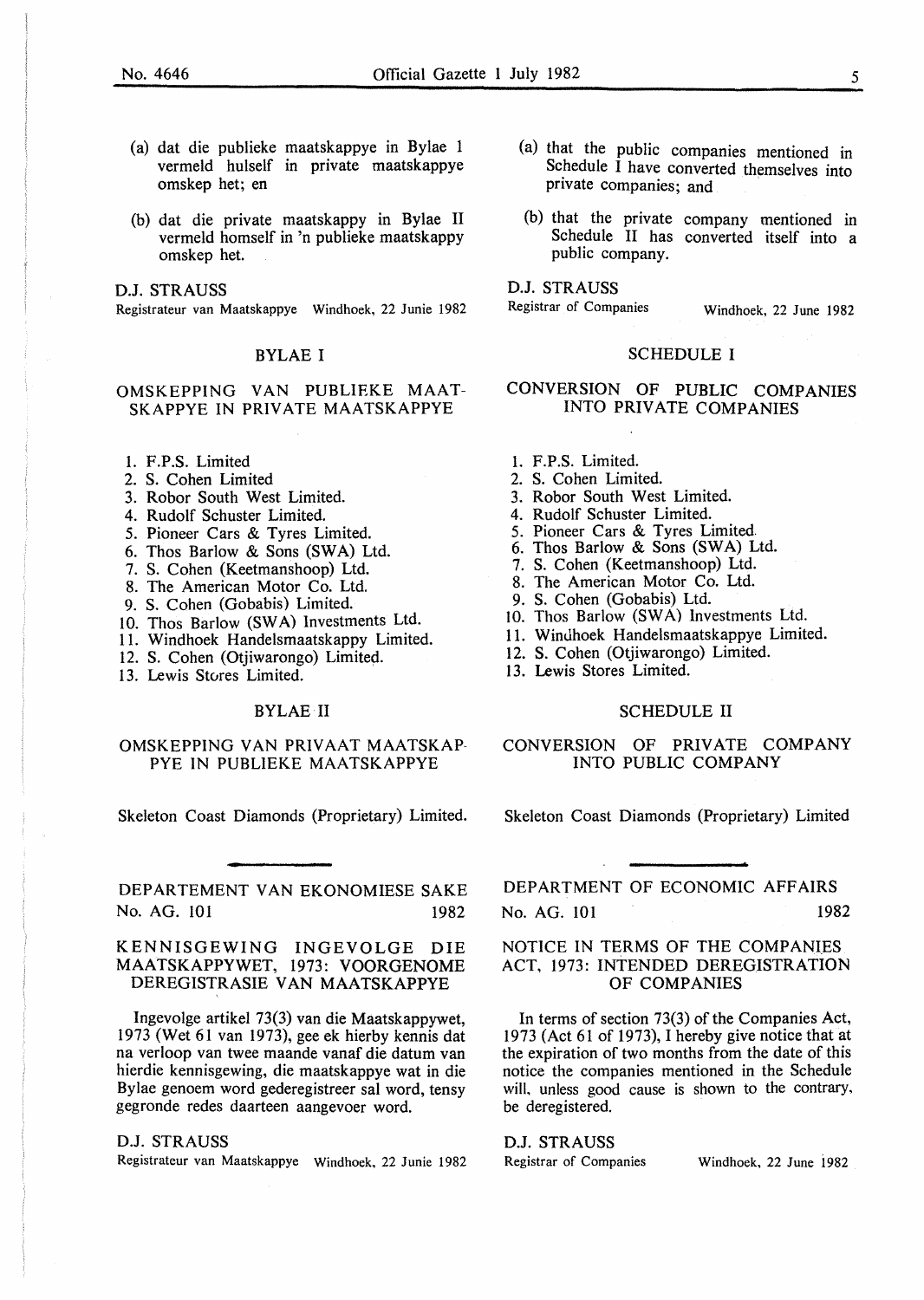(a) dat die publieke maatskappye in Bylae I vermeld hulself in private maatskappye omskep het; en

(b) dat die private maatskappy in Bylae II vermeld homself in 'n publieke maatskappy omskep het.

D.J. STRAUSS
Registrateur van Maatskappye Windhoek, 22 Junie 1982

## BYLAE I

### OMSKEPPING VAN PUBLIEKE MAATSKAPPYE IN PRIVATE MAATSKAPPYE

1. F.P.S. Limited
2. S. Cohen Limited
3. Robor South West Limited.
4. Rudolf Schuster Limited.
5. Pioneer Cars & Tyres Limited.
6. Thos Barlow & Sons (SWA) Ltd.
7. S. Cohen (Keetmanshoop) Ltd.
8. The American Motor Co. Ltd.
9. S. Cohen (Gobabis) Limited.
10. Thos Barlow (SWA) Investments Ltd.
11. Windhoek Handelsmaatskappy Limited.
12. S. Cohen (Otjiwarongo) Limited.
13. Lewis Stores Limited.

## BYLAE II

### OMSKEPPING VAN PRIVAAT MAATSKAPPYE IN PUBLIEKE MAATSKAPPYE

Skeleton Coast Diamonds (Proprietary) Limited.

(a) that the public companies mentioned in Schedule I have converted themselves into private companies; and

(b) that the private company mentioned in Schedule II has converted itself into a public company.

D.J. STRAUSS
Registrar of Companies Windhoek, 22 June 1982

## SCHEDULE I

### CONVERSION OF PUBLIC COMPANIES INTO PRIVATE COMPANIES

1. F.P.S. Limited.
2. S. Cohen Limited.
3. Robor South West Limited.
4. Rudolf Schuster Limited.
5. Pioneer Cars & Tyres Limited.
6. Thos Barlow & Sons (SWA) Ltd.
7. S. Cohen (Keetmanshoop) Ltd.
8. The American Motor Co. Ltd.
9. S. Cohen (Gobabis) Ltd.
10. Thos Barlow (SWA) Investments Ltd.
11. Windhoek Handelsmaatskappye Limited.
12. S. Cohen (Otjiwarongo) Limited.
13. Lewis Stores Limited.

## SCHEDULE II

### CONVERSION OF PRIVATE COMPANY INTO PUBLIC COMPANY

Skeleton Coast Diamonds (Proprietary) Limited

---

## DEPARTEMENT VAN EKONOMIESE SAKE

No. AG. 101 1982

### KENNISGEWING INGEVOLGE DIE MAATSKAPPYWET, 1973: VOORGENOME DEREGISTRASIE VAN MAATSKAPPYE

Ingevolge artikel 73(3) van die Maatskappywet, 1973 (Wet 61 van 1973), gee ek hierby kennis dat na verloop van twee maande vanaf die datum van hierdie kennisgewing, die maatskappye wat in die Bylae genoem word gederegistreer sal word, tensy gegronde redes daarteen aangevoer word.

D.J. STRAUSS
Registrateur van Maatskappye Windhoek, 22 Junie 1982

## DEPARTMENT OF ECONOMIC AFFAIRS

No. AG. 101 1982

### NOTICE IN TERMS OF THE COMPANIES ACT, 1973: INTENDED DEREGISTRATION OF COMPANIES

In terms of section 73(3) of the Companies Act, 1973 (Act 61 of 1973), I hereby give notice that at the expiration of two months from the date of this notice the companies mentioned in the Schedule will, unless good cause is shown to the contrary, be deregistered.

D.J. STRAUSS
Registrar of Companies Windhoek, 22 June 1982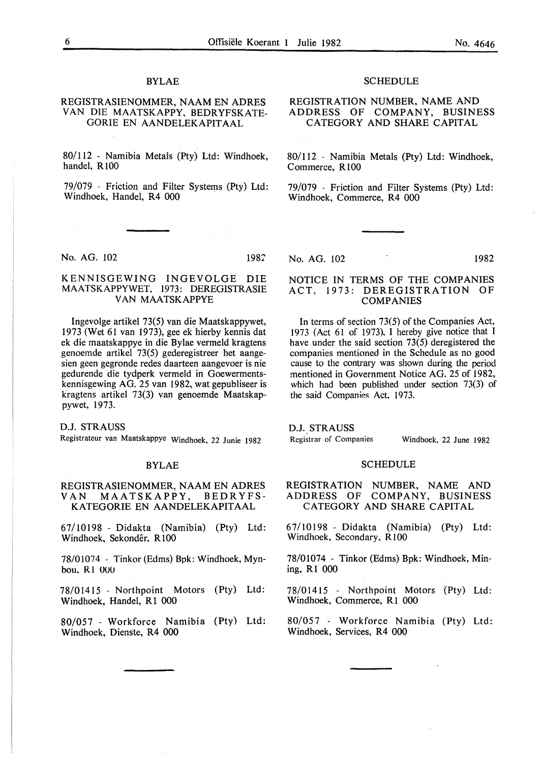## BYLAE

### REGISTRASIENOMMER, NAAM EN ADRES VAN DIE MAATSKAPPY, BEDRYFSKATEGORIE EN AANDELEKAPITAAL

80/112 - Namibia Metals (Pty) Ltd: Windhoek, handel, R100

79/079 - Friction and Filter Systems (Pty) Ltd: Windhoek, Handel, R4 000

---

No. AG. 102 1982

### KENNISGEWING INGEVOLGE DIE MAATSKAPPYWET, 1973: DEREGISTRASIE VAN MAATSKAPPYE

Ingevolge artikel 73(5) van die Maatskappywet, 1973 (Wet 61 van 1973), gee ek hierby kennis dat ek die maatskappye in die Bylae vermeld kragtens genoemde artikel 73(5) gederegistreer het aangesien geen gegronde redes daarteen aangevoer is nie gedurende die tydperk vermeld in Goewermentskennisgewing AG. 25 van 1982, wat gepubliseer is kragtens artikel 73(3) van genoemde Maatskappywet, 1973.

D.J. STRAUSS
Registrateur van Maatskappye Windhoek, 22 Junie 1982

## BYLAE

### REGISTRASIENOMMER, NAAM EN ADRES VAN MAATSKAPPY, BEDRYFSKATEGORIE EN AANDELEKAPITAAL

67/10198 - Didakta (Namibia) (Pty) Ltd: Windhoek, Sekondêr, R100

78/01074 - Tinkor (Edms) Bpk: Windhoek, Mynbou, R1 000

78/01415 - Northpoint Motors (Pty) Ltd: Windhoek, Handel, R1 000

80/057 - Workforce Namibia (Pty) Ltd: Windhoek, Dienste, R4 000

---

## SCHEDULE

### REGISTRATION NUMBER, NAME AND ADDRESS OF COMPANY, BUSINESS CATEGORY AND SHARE CAPITAL

80/112 - Namibia Metals (Pty) Ltd: Windhoek, Commerce, R100

79/079 - Friction and Filter Systems (Pty) Ltd: Windhoek, Commerce, R4 000

---

No. AG. 102 1982

### NOTICE IN TERMS OF THE COMPANIES ACT, 1973: DEREGISTRATION OF COMPANIES

In terms of section 73(5) of the Companies Act, 1973 (Act 61 of 1973), I hereby give notice that I have under the said section 73(5) deregistered the companies mentioned in the Schedule as no good cause to the contrary was shown during the period mentioned in Government Notice AG. 25 of 1982, which had been published under section 73(3) of the said Companies Act, 1973.

D.J. STRAUSS
Registrar of Companies Windhoek, 22 June 1982

## SCHEDULE

### REGISTRATION NUMBER, NAME AND ADDRESS OF COMPANY, BUSINESS CATEGORY AND SHARE CAPITAL

67/10198 - Didakta (Namibia) (Pty) Ltd: Windhoek, Secondary, R100

78/01074 - Tinkor (Edms) Bpk: Windhoek, Mining, R1 000

78/01415 - Northpoint Motors (Pty) Ltd: Windhoek, Commerce, R1 000

80/057 - Workforce Namibia (Pty) Ltd: Windhoek, Services, R4 000

---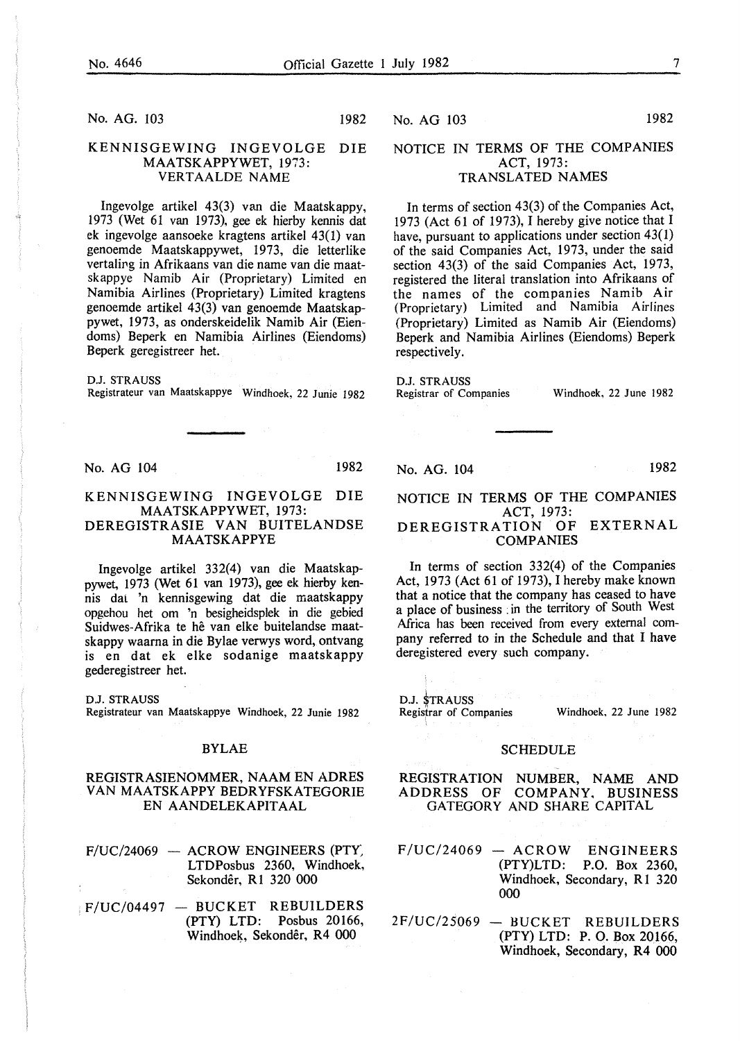No. AG. 103 1982

## KENNISGEWING INGEVOLGE DIE MAATSKAPPYWET, 1973: VERTAALDE NAME

Ingevolge artikel 43(3) van die Maatskappy, 1973 (Wet 61 van 1973), gee ek hierby kennis dat ek ingevolge aansoeke kragtens artikel 43(1) van genoemde Maatskappywet, 1973, die letterlike vertaling in Afrikaans van die name van die maatskappye Namib Air (Proprietary) Limited en Namibia Airlines (Proprietary) Limited kragtens genoemde artikel 43(3) van genoemde Maatskappywet, 1973, as onderskeidelik Namib Air (Eiendoms) Beperk en Namibia Airlines (Eiendoms) Beperk geregistreer het.

D.J. STRAUSS
Registrateur van Maatskappye Windhoek, 22 Junie 1982

No. AG 103 1982

## NOTICE IN TERMS OF THE COMPANIES ACT, 1973: TRANSLATED NAMES

In terms of section 43(3) of the Companies Act, 1973 (Act 61 of 1973), I hereby give notice that I have, pursuant to applications under section 43(1) of the said Companies Act, 1973, under the said section 43(3) of the said Companies Act, 1973, registered the literal translation into Afrikaans of the names of the companies Namib Air (Proprietary) Limited and Namibia Airlines (Proprietary) Limited as Namib Air (Eiendoms) Beperk and Namibia Airlines (Eiendoms) Beperk respectively.

D.J. STRAUSS
Registrar of Companies Windhoek, 22 June 1982

No. AG 104 1982

## KENNISGEWING INGEVOLGE DIE MAATSKAPPYWET, 1973: DEREGISTRASIE VAN BUITELANDSE MAATSKAPPYE

Ingevolge artikel 332(4) van die Maatskappywet, 1973 (Wet 61 van 1973), gee ek hierby kennis dat 'n kennisgewing dat die maatskappy opgehou het om 'n besigheidsplek in die gebied Suidwes-Afrika te hê van elke buitelandse maatskappy waarna in die Bylae verwys word, ontvang is en dat ek elke sodanige maatskappy gederegistreer het.

D.J. STRAUSS
Registrateur van Maatskappye Windhoek, 22 Junie 1982

### BYLAE

### REGISTRASIENOMMER, NAAM EN ADRES VAN MAATSKAPPY BEDRYFSKATEGORIE EN AANDELEKAPITAAL

F/UC/24069 — ACROW ENGINEERS (PTY, LTDPosbus 2360, Windhoek, Sekondêr, R1 320 000

F/UC/04497 — BUCKET REBUILDERS (PTY) LTD: Posbus 20166, Windhoek, Sekondêr, R4 000

No. AG. 104 1982

## NOTICE IN TERMS OF THE COMPANIES ACT, 1973: DEREGISTRATION OF EXTERNAL COMPANIES

In terms of section 332(4) of the Companies Act, 1973 (Act 61 of 1973), I hereby make known that a notice that the company has ceased to have a place of business in the territory of South West Africa has been received from every external company referred to in the Schedule and that I have deregistered every such company.

D.J. STRAUSS
Registrar of Companies Windhoek, 22 June 1982

### SCHEDULE

### REGISTRATION NUMBER, NAME AND ADDRESS OF COMPANY, BUSINESS GATEGORY AND SHARE CAPITAL

F/UC/24069 — ACROW ENGINEERS (PTY)LTD: P.O. Box 2360, Windhoek, Secondary, R1 320 000

2F/UC/25069 — BUCKET REBUILDERS (PTY) LTD: P. O. Box 20166, Windhoek, Secondary, R4 000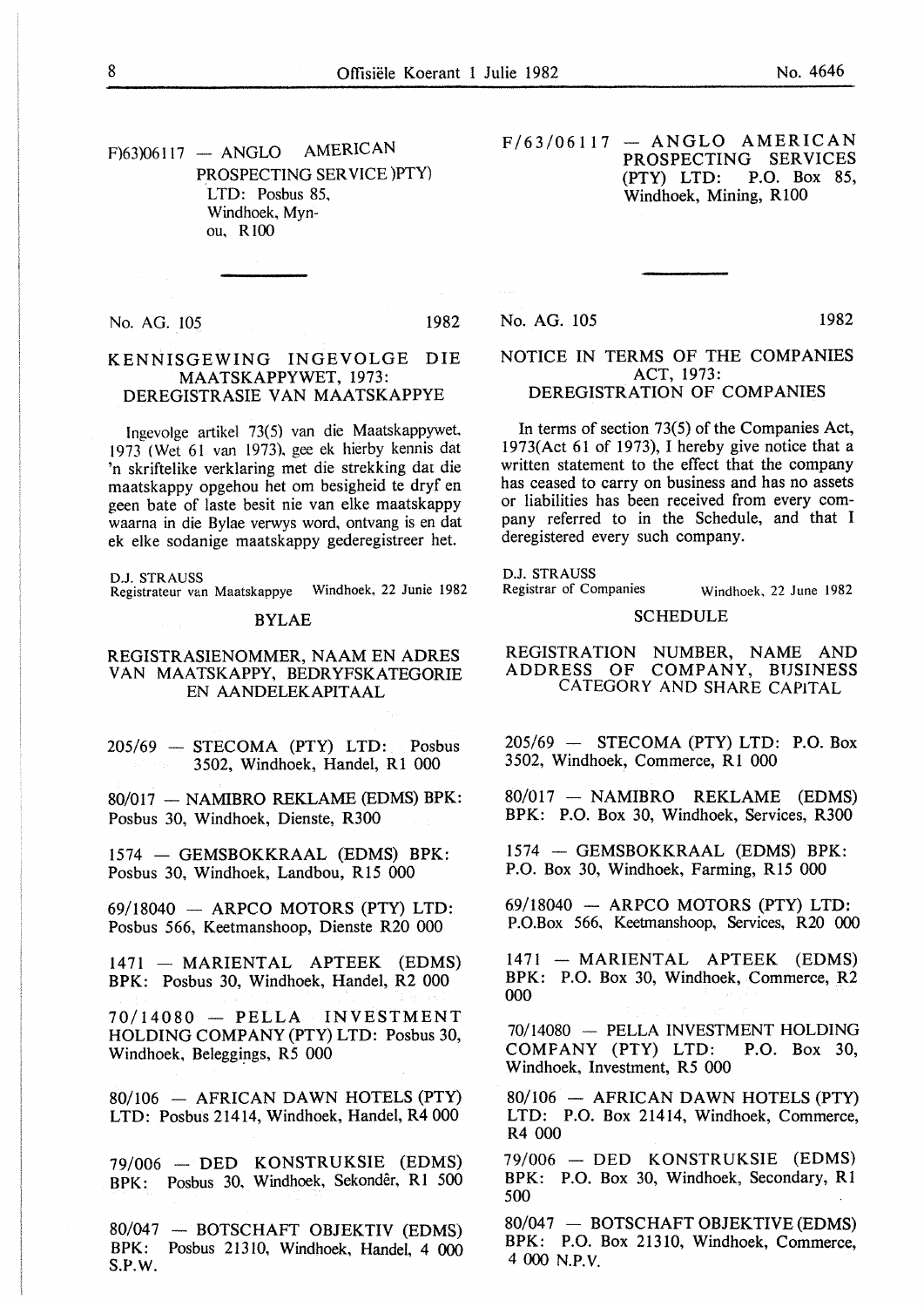F)63)06117 — ANGLO AMERICAN PROSPECTING SERVICE )PTY) LTD: Posbus 85, Windhoek, Mynou, R100

F/63/06117 — ANGLO AMERICAN PROSPECTING SERVICES (PTY) LTD: P.O. Box 85, Windhoek, Mining, R100

---

No. AG. 105 1982

## KENNISGEWING INGEVOLGE DIE MAATSKAPPYWET, 1973: DEREGISTRASIE VAN MAATSKAPPYE

Ingevolge artikel 73(5) van die Maatskappywet, 1973 (Wet 61 van 1973), gee ek hierby kennis dat 'n skriftelike verklaring met die strekking dat die maatskappy opgehou het om besigheid te dryf en geen bate of laste besit nie van elke maatskappy waarna in die Bylae verwys word, ontvang is en dat ek elke sodanige maatskappy gederegistreer het.

D.J. STRAUSS
Registrateur van Maatskappye Windhoek, 22 Junie 1982

### BYLAE

### REGISTRASIENOMMER, NAAM EN ADRES VAN MAATSKAPPY, BEDRYFSKATEGORIE EN AANDELEKAPITAAL

205/69 — STECOMA (PTY) LTD: Posbus 3502, Windhoek, Handel, R1 000

80/017 — NAMIBRO REKLAME (EDMS) BPK: Posbus 30, Windhoek, Dienste, R300

1574 — GEMSBOKKRAAL (EDMS) BPK: Posbus 30, Windhoek, Landbou, R15 000

69/18040 — ARPCO MOTORS (PTY) LTD: Posbus 566, Keetmanshoop, Dienste R20 000

1471 — MARIENTAL APTEEK (EDMS) BPK: Posbus 30, Windhoek, Handel, R2 000

70/14080 — PELLA INVESTMENT HOLDING COMPANY (PTY) LTD: Posbus 30, Windhoek, Beleggings, R5 000

80/106 — AFRICAN DAWN HOTELS (PTY) LTD: Posbus 21414, Windhoek, Handel, R4 000

79/006 — DED KONSTRUKSIE (EDMS) BPK: Posbus 30, Windhoek, Sekondêr, R1 500

80/047 — BOTSCHAFT OBJEKTIV (EDMS) BPK: Posbus 21310, Windhoek, Handel, 4 000 S.P.W.

No. AG. 105 1982

## NOTICE IN TERMS OF THE COMPANIES ACT, 1973: DEREGISTRATION OF COMPANIES

In terms of section 73(5) of the Companies Act, 1973(Act 61 of 1973), I hereby give notice that a written statement to the effect that the company has ceased to carry on business and has no assets or liabilities has been received from every company referred to in the Schedule, and that I deregistered every such company.

D.J. STRAUSS
Registrar of Companies Windhoek, 22 June 1982

### SCHEDULE

### REGISTRATION NUMBER, NAME AND ADDRESS OF COMPANY, BUSINESS CATEGORY AND SHARE CAPITAL

205/69 — STECOMA (PTY) LTD: P.O. Box 3502, Windhoek, Commerce, R1 000

80/017 — NAMIBRO REKLAME (EDMS) BPK: P.O. Box 30, Windhoek, Services, R300

1574 — GEMSBOKKRAAL (EDMS) BPK: P.O. Box 30, Windhoek, Farming, R15 000

69/18040 — ARPCO MOTORS (PTY) LTD: P.O.Box 566, Keetmanshoop, Services, R20 000

1471 — MARIENTAL APTEEK (EDMS) BPK: P.O. Box 30, Windhoek, Commerce, R2 000

70/14080 — PELLA INVESTMENT HOLDING COMPANY (PTY) LTD: P.O. Box 30, Windhoek, Investment, R5 000

80/106 — AFRICAN DAWN HOTELS (PTY) LTD: P.O. Box 21414, Windhoek, Commerce, R4 000

79/006 — DED KONSTRUKSIE (EDMS) BPK: P.O. Box 30, Windhoek, Secondary, R1 500

80/047 — BOTSCHAFT OBJEKTIVE (EDMS) BPK: P.O. Box 21310, Windhoek, Commerce, 4 000 N.P.V.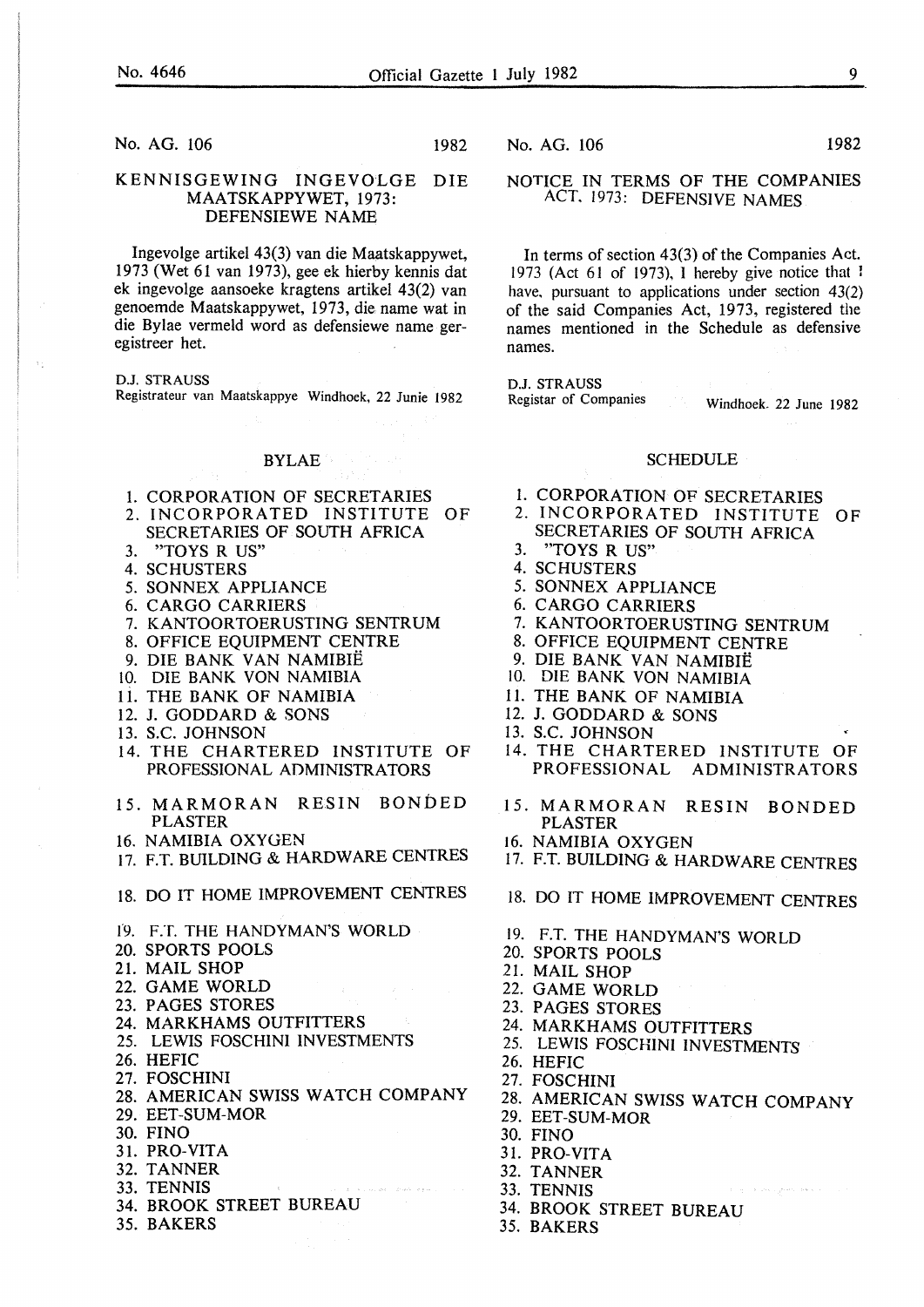No. AG. 106 1982

## KENNISGEWING INGEVOLGE DIE MAATSKAPPYWET, 1973: DEFENSIEWE NAME

Ingevolge artikel 43(3) van die Maatskappywet, 1973 (Wet 61 van 1973), gee ek hierby kennis dat ek ingevolge aansoeke kragtens artikel 43(2) van genoemde Maatskappywet, 1973, die name wat in die Bylae vermeld word as defensiewe name geregistreer het.

D.J. STRAUSS
Registrateur van Maatskappye Windhoek, 22 Junie 1982

### BYLAE

1. CORPORATION OF SECRETARIES
2. INCORPORATED INSTITUTE OF SECRETARIES OF SOUTH AFRICA
3. "TOYS R US"
4. SCHUSTERS
5. SONNEX APPLIANCE
6. CARGO CARRIERS
7. KANTOORTOERUSTING SENTRUM
8. OFFICE EQUIPMENT CENTRE
9. DIE BANK VAN NAMIBIË
10. DIE BANK VON NAMIBIA
11. THE BANK OF NAMIBIA
12. J. GODDARD & SONS
13. S.C. JOHNSON
14. THE CHARTERED INSTITUTE OF PROFESSIONAL ADMINISTRATORS
15. MARMORAN RESIN BONDED PLASTER
16. NAMIBIA OXYGEN
17. F.T. BUILDING & HARDWARE CENTRES
18. DO IT HOME IMPROVEMENT CENTRES
19. F.T. THE HANDYMAN'S WORLD
20. SPORTS POOLS
21. MAIL SHOP
22. GAME WORLD
23. PAGES STORES
24. MARKHAMS OUTFITTERS
25. LEWIS FOSCHINI INVESTMENTS
26. HEFIC
27. FOSCHINI
28. AMERICAN SWISS WATCH COMPANY
29. EET-SUM-MOR
30. FINO
31. PRO-VITA
32. TANNER
33. TENNIS
34. BROOK STREET BUREAU
35. BAKERS

No. AG. 106 1982

## NOTICE IN TERMS OF THE COMPANIES ACT, 1973: DEFENSIVE NAMES

In terms of section 43(3) of the Companies Act. 1973 (Act 61 of 1973), I hereby give notice that I have, pursuant to applications under section 43(2) of the said Companies Act, 1973, registered the names mentioned in the Schedule as defensive names.

D.J. STRAUSS
Registar of Companies Windhoek. 22 June 1982

### SCHEDULE

1. CORPORATION OF SECRETARIES
2. INCORPORATED INSTITUTE OF SECRETARIES OF SOUTH AFRICA
3. "TOYS R US"
4. SCHUSTERS
5. SONNEX APPLIANCE
6. CARGO CARRIERS
7. KANTOORTOERUSTING SENTRUM
8. OFFICE EQUIPMENT CENTRE
9. DIE BANK VAN NAMIBIË
10. DIE BANK VON NAMIBIA
11. THE BANK OF NAMIBIA
12. J. GODDARD & SONS
13. S.C. JOHNSON
14. THE CHARTERED INSTITUTE OF PROFESSIONAL ADMINISTRATORS
15. MARMORAN RESIN BONDED PLASTER
16. NAMIBIA OXYGEN
17. F.T. BUILDING & HARDWARE CENTRES
18. DO IT HOME IMPROVEMENT CENTRES
19. F.T. THE HANDYMAN'S WORLD
20. SPORTS POOLS
21. MAIL SHOP
22. GAME WORLD
23. PAGES STORES
24. MARKHAMS OUTFITTERS
25. LEWIS FOSCHINI INVESTMENTS
26. HEFIC
27. FOSCHINI
28. AMERICAN SWISS WATCH COMPANY
29. EET-SUM-MOR
30. FINO
31. PRO-VITA
32. TANNER
33. TENNIS
34. BROOK STREET BUREAU
35. BAKERS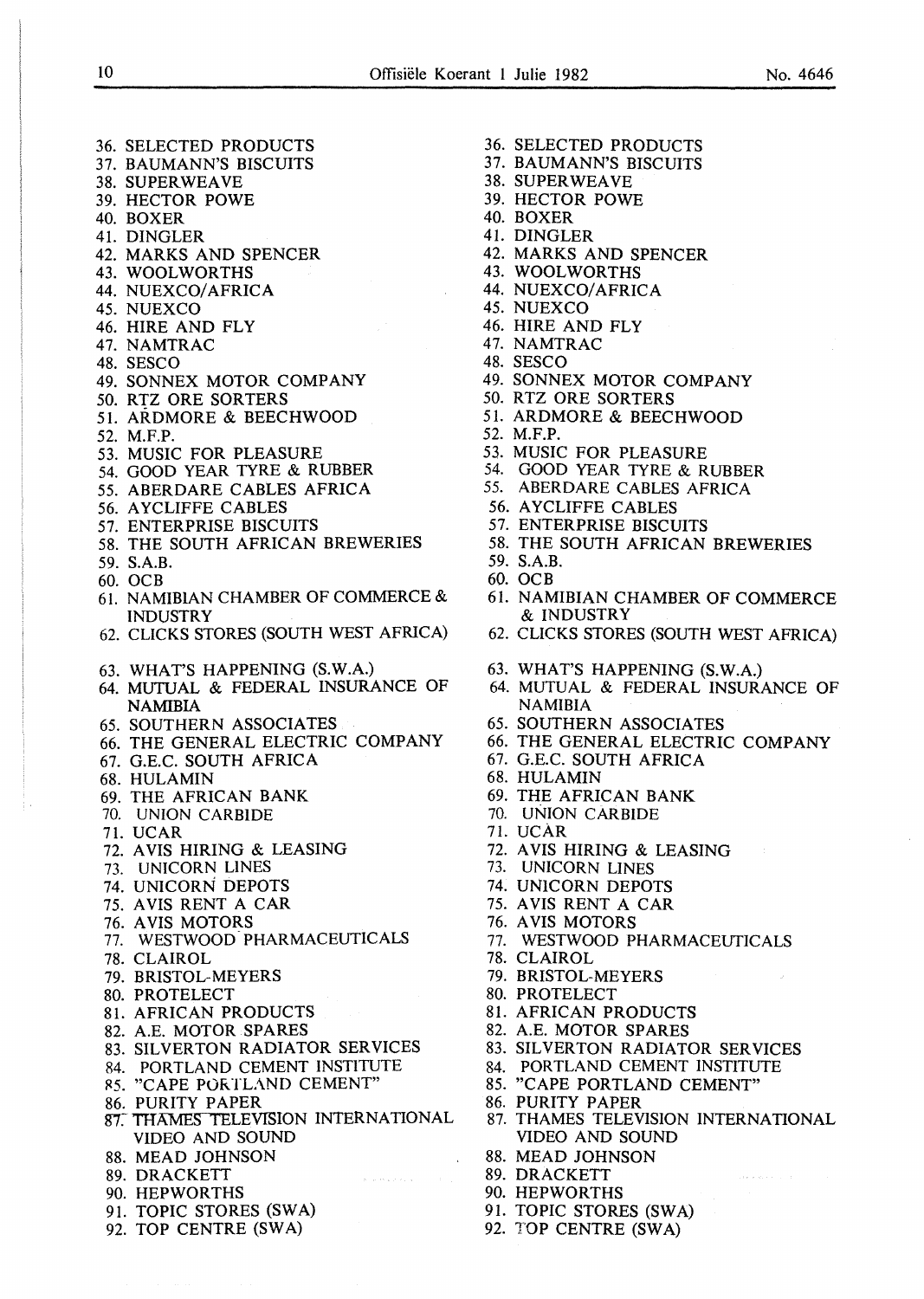36. SELECTED PRODUCTS
37. BAUMANN'S BISCUITS
38. SUPERWEAVE
39. HECTOR POWE
40. BOXER
41. DINGLER
42. MARKS AND SPENCER
43. WOOLWORTHS
44. NUEXCO/AFRICA
45. NUEXCO
46. HIRE AND FLY
47. NAMTRAC
48. SESCO
49. SONNEX MOTOR COMPANY
50. RTZ ORE SORTERS
51. ARDMORE & BEECHWOOD
52. M.F.P.
53. MUSIC FOR PLEASURE
54. GOOD YEAR TYRE & RUBBER
55. ABERDARE CABLES AFRICA
56. AYCLIFFE CABLES
57. ENTERPRISE BISCUITS
58. THE SOUTH AFRICAN BREWERIES
59. S.A.B.
60. OCB
61. NAMIBIAN CHAMBER OF COMMERCE & INDUSTRY
62. CLICKS STORES (SOUTH WEST AFRICA)
63. WHAT'S HAPPENING (S.W.A.)
64. MUTUAL & FEDERAL INSURANCE OF NAMIBIA
65. SOUTHERN ASSOCIATES
66. THE GENERAL ELECTRIC COMPANY
67. G.E.C. SOUTH AFRICA
68. HULAMIN
69. THE AFRICAN BANK
70. UNION CARBIDE
71. UCAR
72. AVIS HIRING & LEASING
73. UNICORN LINES
74. UNICORN DEPOTS
75. AVIS RENT A CAR
76. AVIS MOTORS
77. WESTWOOD PHARMACEUTICALS
78. CLAIROL
79. BRISTOL-MEYERS
80. PROTELECT
81. AFRICAN PRODUCTS
82. A.E. MOTOR SPARES
83. SILVERTON RADIATOR SERVICES
84. PORTLAND CEMENT INSTITUTE
85. "CAPE PORTLAND CEMENT"
86. PURITY PAPER
87. THAMES TELEVISION INTERNATIONAL VIDEO AND SOUND
88. MEAD JOHNSON
89. DRACKETT
90. HEPWORTHS
91. TOPIC STORES (SWA)
92. TOP CENTRE (SWA)

36. SELECTED PRODUCTS
37. BAUMANN'S BISCUITS
38. SUPERWEAVE
39. HECTOR POWE
40. BOXER
41. DINGLER
42. MARKS AND SPENCER
43. WOOLWORTHS
44. NUEXCO/AFRICA
45. NUEXCO
46. HIRE AND FLY
47. NAMTRAC
48. SESCO
49. SONNEX MOTOR COMPANY
50. RTZ ORE SORTERS
51. ARDMORE & BEECHWOOD
52. M.F.P.
53. MUSIC FOR PLEASURE
54. GOOD YEAR TYRE & RUBBER
55. ABERDARE CABLES AFRICA
56. AYCLIFFE CABLES
57. ENTERPRISE BISCUITS
58. THE SOUTH AFRICAN BREWERIES
59. S.A.B.
60. OCB
61. NAMIBIAN CHAMBER OF COMMERCE & INDUSTRY
62. CLICKS STORES (SOUTH WEST AFRICA)
63. WHAT'S HAPPENING (S.W.A.)
64. MUTUAL & FEDERAL INSURANCE OF NAMIBIA
65. SOUTHERN ASSOCIATES
66. THE GENERAL ELECTRIC COMPANY
67. G.E.C. SOUTH AFRICA
68. HULAMIN
69. THE AFRICAN BANK
70. UNION CARBIDE
71. UCAR
72. AVIS HIRING & LEASING
73. UNICORN LINES
74. UNICORN DEPOTS
75. AVIS RENT A CAR
76. AVIS MOTORS
77. WESTWOOD PHARMACEUTICALS
78. CLAIROL
79. BRISTOL-MEYERS
80. PROTELECT
81. AFRICAN PRODUCTS
82. A.E. MOTOR SPARES
83. SILVERTON RADIATOR SERVICES
84. PORTLAND CEMENT INSTITUTE
85. "CAPE PORTLAND CEMENT"
86. PURITY PAPER
87. THAMES TELEVISION INTERNATIONAL VIDEO AND SOUND
88. MEAD JOHNSON
89. DRACKETT
90. HEPWORTHS
91. TOPIC STORES (SWA)
92. TOP CENTRE (SWA)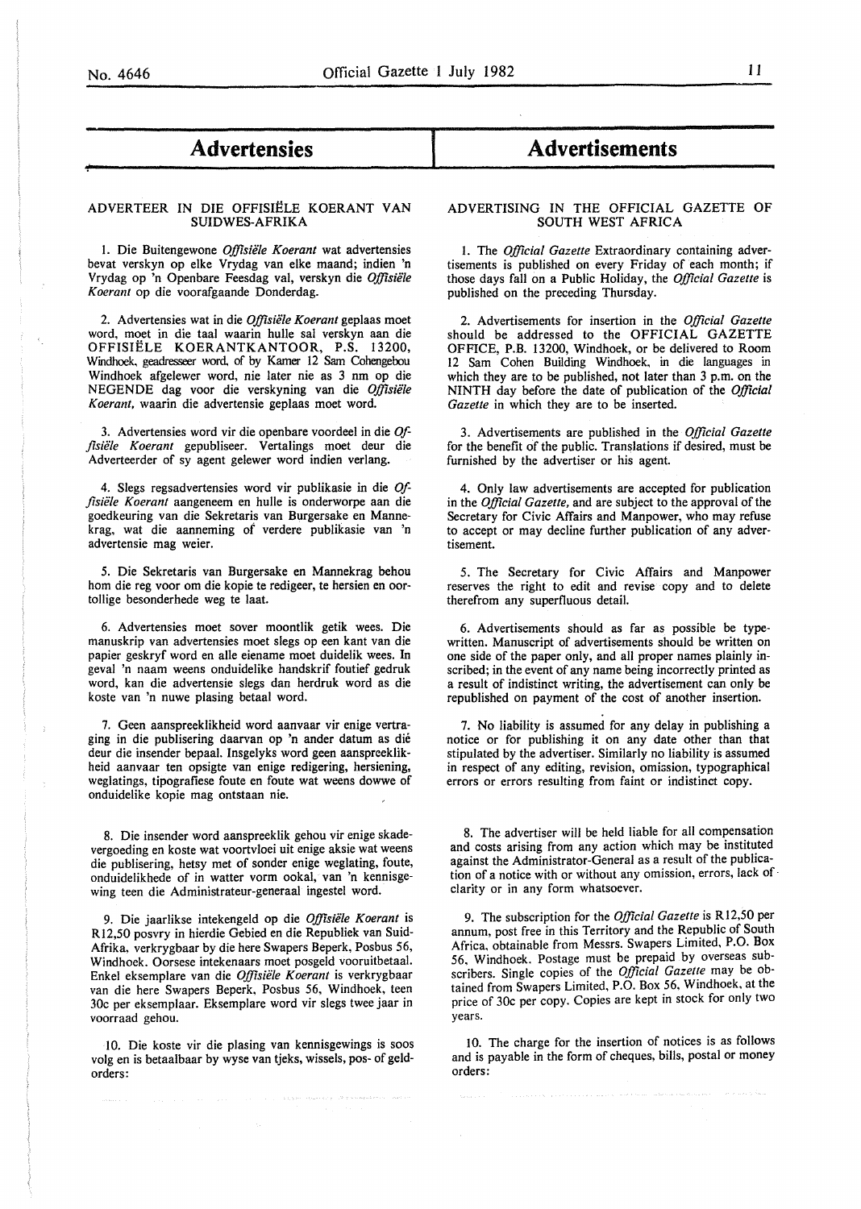# Advertensies

## ADVERTEER IN DIE OFFISIËLE KOERANT VAN SUIDWES-AFRIKA

1. Die Buitengewone *Offisiële Koerant* wat advertensies bevat verskyn op elke Vrydag van elke maand; indien 'n Vrydag op 'n Openbare Feesdag val, verskyn die *Offisiële Koerant* op die voorafgaande Donderdag.

2. Advertensies wat in die *Offisiële Koerant* geplaas moet word, moet in die taal waarin hulle sal verskyn aan die OFFISIËLE KOERANTKANTOOR, P.S. 13200, Windhoek, geadresseer word, of by Kamer 12 Sam Cohengebou Windhoek afgelewer word, nie later nie as 3 nm op die NEGENDE dag voor die verskyning van die *Offisiële Koerant,* waarin die advertensie geplaas moet word.

3. Advertensies word vir die openbare voordeel in die *Offisiële Koerant* gepubliseer. Vertalings moet deur die Adverteerder of sy agent gelewer word indien verlang.

4. Slegs regsadvertensies word vir publikasie in die *Offisiële Koerant* aangeneem en hulle is onderworpe aan die goedkeuring van die Sekretaris van Burgersake en Mannekrag, wat die aanneming of verdere publikasie van 'n advertensie mag weier.

5. Die Sekretaris van Burgersake en Mannekrag behou hom die reg voor om die kopie te redigeer, te hersien en oortollige besonderhede weg te laat.

6. Advertensies moet sover moontlik getik wees. Die manuskrip van advertensies moet slegs op een kant van die papier geskryf word en alle eiename moet duidelik wees. In geval 'n naam weens onduidelike handskrif foutief gedruk word, kan die advertensie slegs dan herdruk word as die koste van 'n nuwe plasing betaal word.

7. Geen aanspreeklikheid word aanvaar vir enige vertraging in die publisering daarvan op 'n ander datum as dié deur die insender bepaal. Insgelyks word geen aanspreeklikheid aanvaar ten opsigte van enige redigering, hersiening, weglatings, tipografiese foute en foute wat weens dowwe of onduidelike kopie mag ontstaan nie.

8. Die insender word aanspreeklik gehou vir enige skadevergoeding en koste wat voortvloei uit enige aksie wat weens die publisering, hetsy met of sonder enige weglating, foute, onduidelikhede of in watter vorm ookal, van 'n kennisgewing teen die Administrateur-generaal ingestel word.

9. Die jaarlikse intekengeld op die *Offisiële Koerant* is R12,50 posvry in hierdie Gebied en die Republiek van Suid-Afrika, verkrygbaar by die here Swapers Beperk, Posbus 56, Windhoek. Oorsese intekenaars moet posgeld vooruitbetaal. Enkel eksemplare van die *Offisiële Koerant* is verkrygbaar van die here Swapers Beperk, Posbus 56, Windhoek, teen 30c per eksemplaar. Eksemplare word vir slegs twee jaar in voorraad gehou.

10. Die koste vir die plasing van kennisgewings is soos volg en is betaalbaar by wyse van tjeks, wissels, pos- of geldorders:

# Advertisements

## ADVERTISING IN THE OFFICIAL GAZETTE OF SOUTH WEST AFRICA

1. The *Official Gazette* Extraordinary containing advertisements is published on every Friday of each month; if those days fall on a Public Holiday, the *Official Gazette* is published on the preceding Thursday.

2. Advertisements for insertion in the *Official Gazette* should be addressed to the OFFICIAL GAZETTE OFFICE, P.B. 13200, Windhoek, or be delivered to Room 12 Sam Cohen Building Windhoek, in the languages in which they are to be published, not later than 3 p.m. on the NINTH day before the date of publication of the *Official Gazette* in which they are to be inserted.

3. Advertisements are published in the *Official Gazette* for the benefit of the public. Translations if desired, must be furnished by the advertiser or his agent.

4. Only law advertisements are accepted for publication in the *Official Gazette,* and are subject to the approval of the Secretary for Civic Affairs and Manpower, who may refuse to accept or may decline further publication of any advertisement.

5. The Secretary for Civic Affairs and Manpower reserves the right to edit and revise copy and to delete therefrom any superfluous detail.

6. Advertisements should as far as possible be typewritten. Manuscript of advertisements should be written on one side of the paper only, and all proper names plainly inscribed; in the event of any name being incorrectly printed as a result of indistinct writing, the advertisement can only be republished on payment of the cost of another insertion.

7. No liability is assumed for any delay in publishing a notice or for publishing it on any date other than that stipulated by the advertiser. Similarly no liability is assumed in respect of any editing, revision, omission, typographical errors or errors resulting from faint or indistinct copy.

8. The advertiser will be held liable for all compensation and costs arising from any action which may be instituted against the Administrator-General as a result of the publication of a notice with or without any omission, errors, lack of clarity or in any form whatsoever.

9. The subscription for the *Official Gazette* is R12,50 per annum, post free in this Territory and the Republic of South Africa, obtainable from Messrs. Swapers Limited, P.O. Box 56, Windhoek. Postage must be prepaid by overseas subscribers. Single copies of the *Official Gazette* may be obtained from Swapers Limited, P.O. Box 56, Windhoek, at the price of 30c per copy. Copies are kept in stock for only two years.

10. The charge for the insertion of notices is as follows and is payable in the form of cheques, bills, postal or money orders: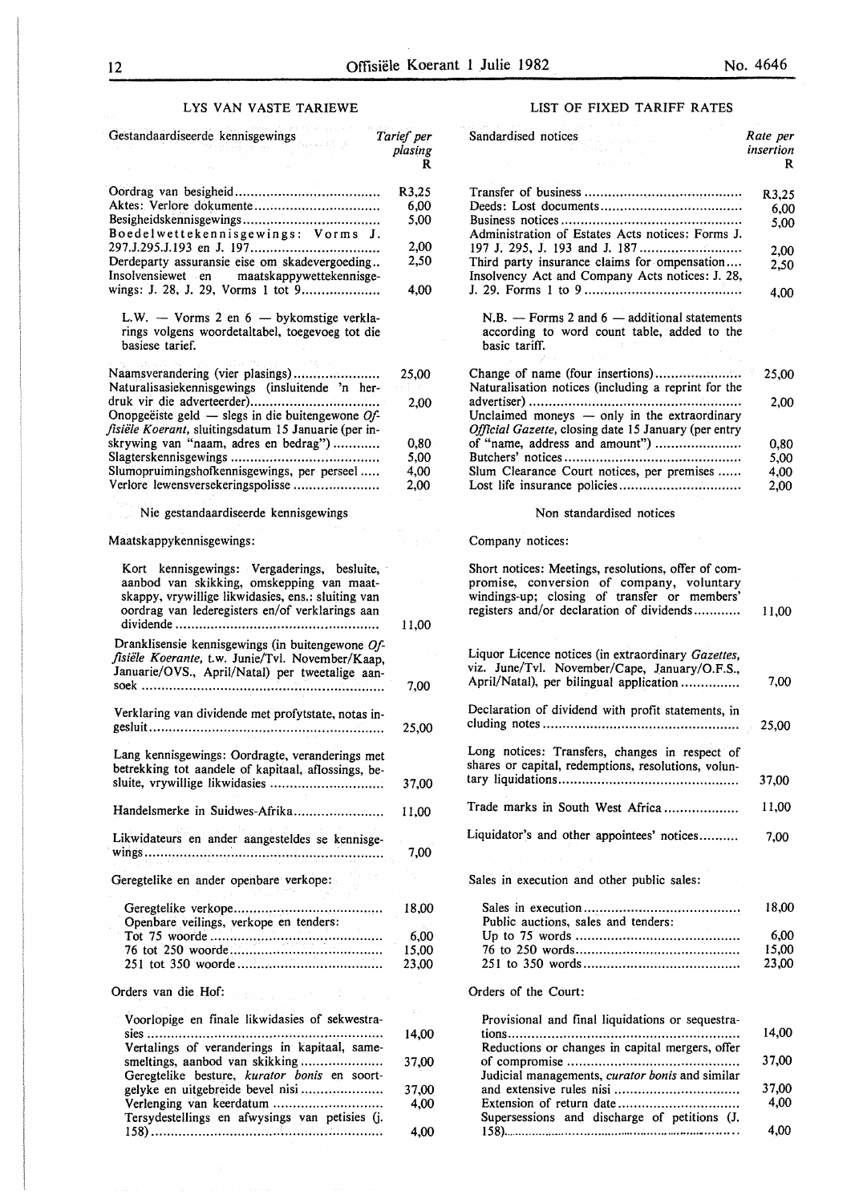## LYS VAN VASTE TARIEWE

| Gestandaardiseerde kennisgewings | Tarief per plasing R |
|---|---|
| Oordrag van besigheid | R3,25 |
| Aktes: Verlore dokumente | 6,00 |
| Besigheidskennisgewings | 5,00 |
| Boedelwettekennisgewings: Vorms J. 297.J.295.J.193 en J. 197 | 2,00 |
| Derdeparty assuransie eise om skadevergoeding | 2,50 |
| Insolvensiewet en maatskappywettekennisgewings: J. 28, J. 29, Vorms 1 tot 9 | 4,00 |

L.W. — Vorms 2 en 6 — bykomstige verklarings volgens woordetaltabel, toegevoeg tot die basiese tarief.

| | |
|---|---|
| Naamsverandering (vier plasings) | 25,00 |
| Naturalisasiekennisgewings (insluitende 'n herdruk vir die adverteerder) | 2,00 |
| Onopgeëiste geld — slegs in die buitengewone *Offisiële Koerant*, sluitingsdatum 15 Januarie (per inskrywing van "naam, adres en bedrag") | 0,80 |
| Slagterskennisgewings | 5,00 |
| Slumopruimingshofkennisgewings, per perseel | 4,00 |
| Verlore lewensversekeringspolisse | 2,00 |

### Nie gestandaardiseerde kennisgewings

Maatskappykennisgewings:

| | |
|---|---|
| Kort kennisgewings: Vergaderings, besluite, aanbod van skikking, omskepping van maatskappy, vrywillige likwidasies, ens.: sluiting van oordrag van lederegisters en/of verklarings aan dividende | 11,00 |
| Dranklisensie kennisgewings (in buitengewone *Offisiële Koerante*, t.w. Junie/Tvl. November/Kaap, Januarie/OVS., April/Natal) per tweetalige aansoek | 7,00 |
| Verklaring van dividende met profytstate, notas ingesluit | 25,00 |
| Lang kennisgewings: Oordragte, veranderings met betrekking tot aandele of kapitaal, aflossings, besluite, vrywillige likwidasies | 37,00 |
| Handelsmerke in Suidwes-Afrika | 11,00 |
| Likwidateurs en ander aangesteldes se kennisgewings | 7,00 |

Geregtelike en ander openbare verkope:

| | |
|---|---|
| Geregtelike verkope | 18,00 |
| Openbare veilings, verkope en tenders: | |
| Tot 75 woorde | 6,00 |
| 76 tot 250 woorde | 15,00 |
| 251 tot 350 woorde | 23,00 |

Orders van die Hof:

| | |
|---|---|
| Voorlopige en finale likwidasies of sekwestrasies | 14,00 |
| Vertalings of veranderings in kapitaal, samesmeltings, aanbod van skikking | 37,00 |
| Geregtelike besture, *kurator bonis* en soortgelyke en uitgebreide bevel nisi | 37,00 |
| Verlenging van keerdatum | 4,00 |
| Tersydestellings en afwysings van petisies (J. 158) | 4,00 |

## LIST OF FIXED TARIFF RATES

| Sandardised notices | Rate per insertion R |
|---|---|
| Transfer of business | R3,25 |
| Deeds: Lost documents | 6,00 |
| Business notices | 5,00 |
| Administration of Estates Acts notices: Forms J. 197 J. 295, J. 193 and J. 187 | 2,00 |
| Third party insurance claims for compensation | 2,50 |
| Insolvency Act and Company Acts notices: J. 28, J. 29. Forms 1 to 9 | 4,00 |

N.B. — Forms 2 and 6 — additional statements according to word count table, added to the basic tariff.

| | |
|---|---|
| Change of name (four insertions) | 25,00 |
| Naturalisation notices (including a reprint for the advertiser) | 2,00 |
| Unclaimed moneys — only in the extraordinary *Official Gazette*, closing date 15 January (per entry of "name, address and amount") | 0,80 |
| Butchers' notices | 5,00 |
| Slum Clearance Court notices, per premises | 4,00 |
| Lost life insurance policies | 2,00 |

### Non standardised notices

Company notices:

| | |
|---|---|
| Short notices: Meetings, resolutions, offer of compromise, conversion of company, voluntary windings-up; closing of transfer or members' registers and/or declaration of dividends | 11,00 |
| Liquor Licence notices (in extraordinary *Gazettes*, viz. June/Tvl. November/Cape, January/O.F.S., April/Natal), per bilingual application | 7,00 |
| Declaration of dividend with profit statements, in cluding notes | 25,00 |
| Long notices: Transfers, changes in respect of shares or capital, redemptions, resolutions, voluntary liquidations | 37,00 |
| Trade marks in South West Africa | 11,00 |
| Liquidator's and other appointees' notices | 7,00 |

Sales in execution and other public sales:

| | |
|---|---|
| Sales in execution | 18,00 |
| Public auctions, sales and tenders: | |
| Up to 75 words | 6,00 |
| 76 to 250 words | 15,00 |
| 251 to 350 words | 23,00 |

Orders of the Court:

| | |
|---|---|
| Provisional and final liquidations or sequestrations | 14,00 |
| Reductions or changes in capital mergers, offer of compromise | 37,00 |
| Judicial managements, *curator bonis* and similar and extensive rules nisi | 37,00 |
| Extension of return date | 4,00 |
| Supersessions and discharge of petitions (J. 158) | 4,00 |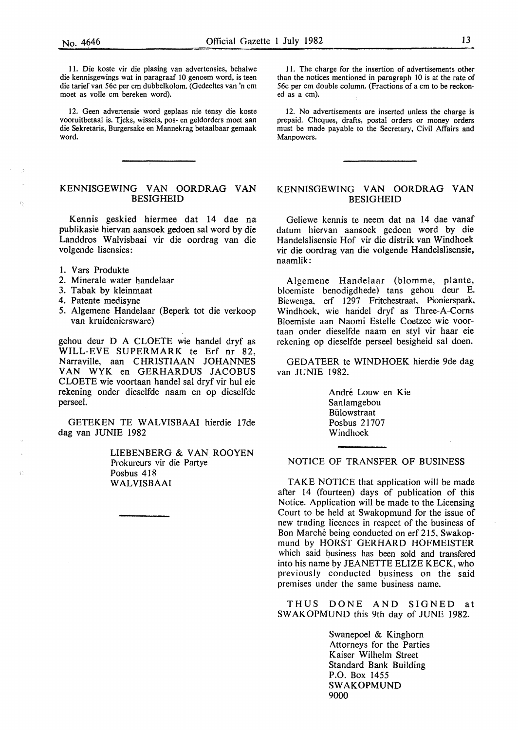11. Die koste vir die plasing van advertensies, behalwe die kennisgewings wat in paragraaf 10 genoem word, is teen die tarief van 56c per cm dubbelkolom. (Gedeeltes van 'n cm moet as volle cm bereken word).

12. Geen advertensie word geplaas nie tensy die koste vooruitbetaal is. Tjeks, wissels, pos- en geldorders moet aan die Sekretaris, Burgersake en Mannekrag betaalbaar gemaak word.

11. The charge for the insertion of advertisements other than the notices mentioned in paragraph 10 is at the rate of 56c per cm double column. (Fractions of a cm to be reckoned as a cm).

12. No advertisements are inserted unless the charge is prepaid. Cheques, drafts, postal orders or money orders must be made payable to the Secretary, Civil Affairs and Manpowers.

---

## KENNISGEWING VAN OORDRAG VAN BESIGHEID

Kennis geskied hiermee dat 14 dae na publikasie hiervan aansoek gedoen sal word by die Landdros Walvisbaai vir die oordrag van die volgende lisensies:

1. Vars Produkte
2. Minerale water handelaar
3. Tabak by kleinmaat
4. Patente medisyne
5. Algemene Handelaar (Beperk tot die verkoop van kruideniersware)

gehou deur D A CLOETE wie handel dryf as WILL-EVE SUPERMARK te Erf nr 82, Narraville, aan CHRISTIAAN JOHANNES VAN WYK en GERHARDUS JACOBUS CLOETE wie voortaan handel sal dryf vir hul eie rekening onder dieselfde naam en op dieselfde perseel.

GETEKEN TE WALVISBAAI hierdie 17de dag van JUNIE 1982

LIEBENBERG & VAN ROOYEN
Prokureurs vir die Partye
Posbus 418
WALVISBAAI

---

## KENNISGEWING VAN OORDRAG VAN BESIGHEID

Geliewe kennis te neem dat na 14 dae vanaf datum hiervan aansoek gedoen word by die Handelslisensie Hof vir die distrik van Windhoek vir die oordrag van die volgende Handelslisensie, naamlik:

Algemene Handelaar (blomme, plante, bloemiste benodigdhede) tans gehou deur E. Biewenga, erf 1297 Fritchestraat, Pionierspark, Windhoek, wie handel dryf as Three-A-Corns Bloemiste aan Naomi Estelle Coetzee wie voortaan onder dieselfde naam en styl vir haar eie rekening op dieselfde perseel besigheid sal doen.

GEDATEER te WINDHOEK hierdie 9de dag van JUNIE 1982.

André Louw en Kie
Sanlamgebou
Bülowstraat
Posbus 21707
Windhoek

---

## NOTICE OF TRANSFER OF BUSINESS

TAKE NOTICE that application will be made after 14 (fourteen) days of publication of this Notice. Application will be made to the Licensing Court to be held at Swakopmund for the issue of new trading licences in respect of the business of Bon Marché being conducted on erf 215, Swakopmund by HORST GERHARD HOFMEISTER which said business has been sold and transfered into his name by JEANETTE ELIZE KECK, who previously conducted business on the said premises under the same business name.

THUS DONE AND SIGNED at SWAKOPMUND this 9th day of JUNE 1982.

Swanepoel & Kinghorn
Attorneys for the Parties
Kaiser Wilhelm Street
Standard Bank Building
P.O. Box 1455
SWAKOPMUND
9000